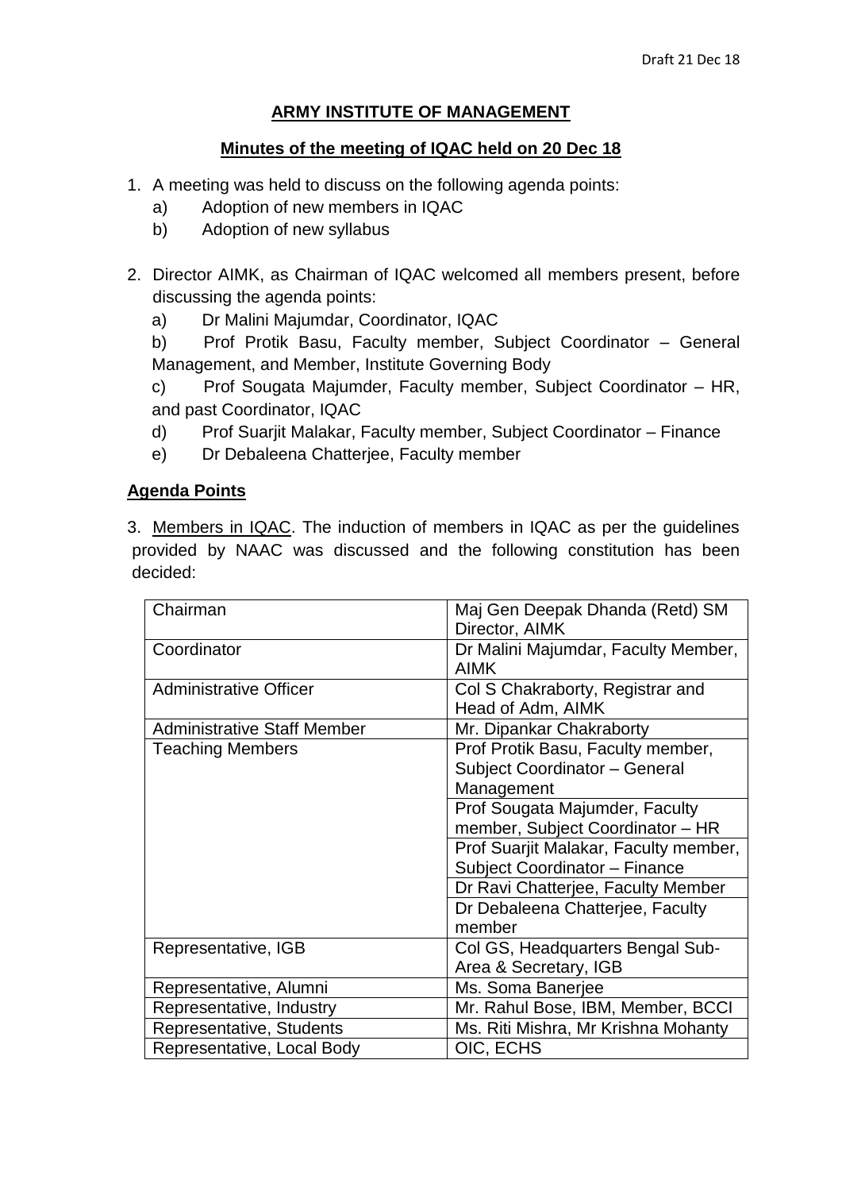Draft 21 Dec 18

# ARMY INSTITUTE OF MANAGEMENT

## Minutes of the meeting of IQAC held on 20 Dec 18

1. A meeting was held to discuss on the following agenda points:
   a) Adoption of new members in IQAC
   b) Adoption of new syllabus

2. Director AIMK, as Chairman of IQAC welcomed all members present, before discussing the agenda points:
   a) Dr Malini Majumdar, Coordinator, IQAC
   b) Prof Protik Basu, Faculty member, Subject Coordinator – General Management, and Member, Institute Governing Body
   c) Prof Sougata Majumder, Faculty member, Subject Coordinator – HR, and past Coordinator, IQAC
   d) Prof Suarjit Malakar, Faculty member, Subject Coordinator – Finance
   e) Dr Debaleena Chatterjee, Faculty member

**Agenda Points**

3. Members in IQAC. The induction of members in IQAC as per the guidelines provided by NAAC was discussed and the following constitution has been decided:

| Chairman | Maj Gen Deepak Dhanda (Retd) SM Director, AIMK |
|---|---|
| Coordinator | Dr Malini Majumdar, Faculty Member, AIMK |
| Administrative Officer | Col S Chakraborty, Registrar and Head of Adm, AIMK |
| Administrative Staff Member | Mr. Dipankar Chakraborty |
| Teaching Members | Prof Protik Basu, Faculty member, Subject Coordinator – General Management |
| | Prof Sougata Majumder, Faculty member, Subject Coordinator – HR |
| | Prof Suarjit Malakar, Faculty member, Subject Coordinator – Finance |
| | Dr Ravi Chatterjee, Faculty Member |
| | Dr Debaleena Chatterjee, Faculty member |
| Representative, IGB | Col GS, Headquarters Bengal Sub-Area & Secretary, IGB |
| Representative, Alumni | Ms. Soma Banerjee |
| Representative, Industry | Mr. Rahul Bose, IBM, Member, BCCI |
| Representative, Students | Ms. Riti Mishra, Mr Krishna Mohanty |
| Representative, Local Body | OIC, ECHS |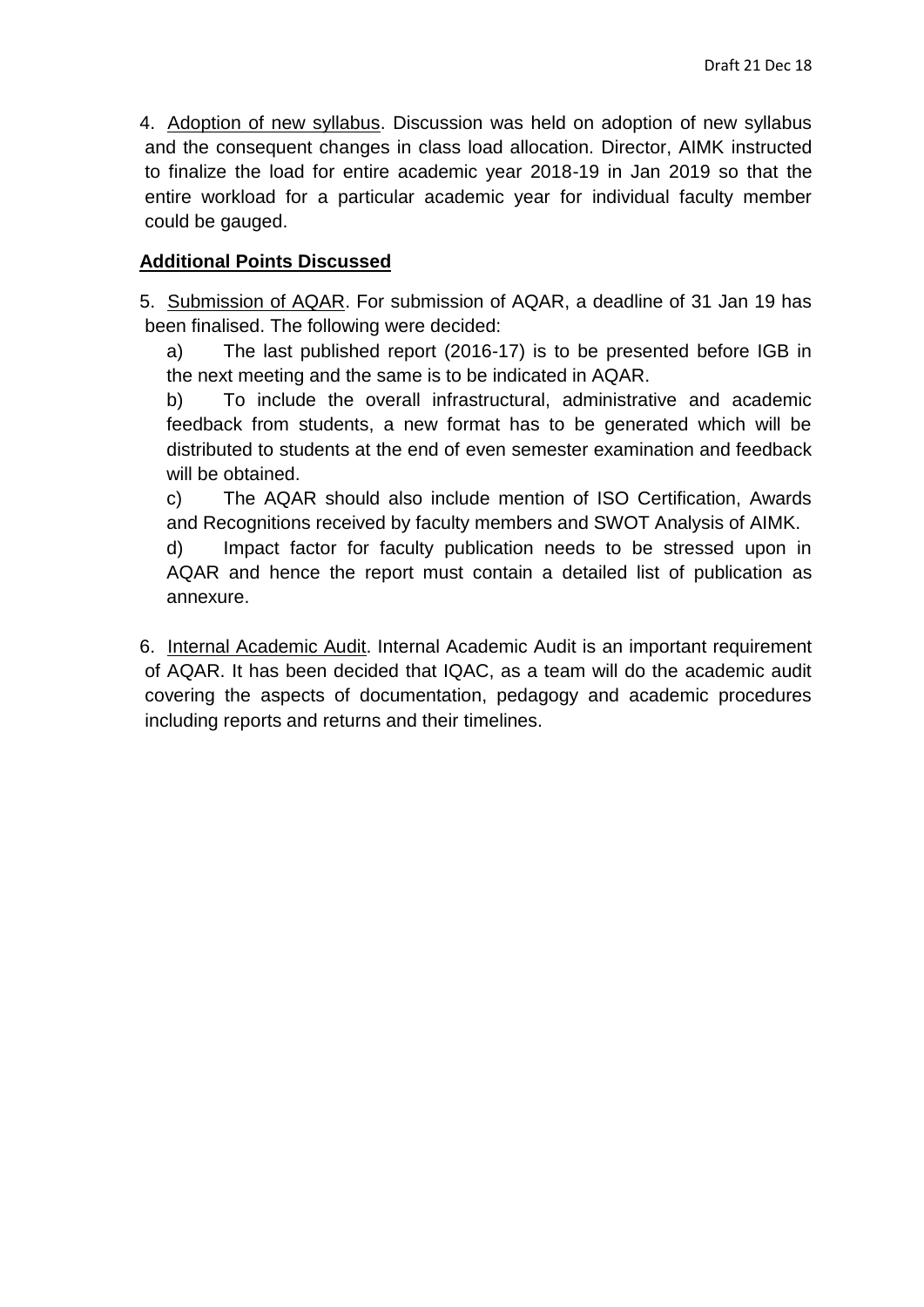4. Adoption of new syllabus. Discussion was held on adoption of new syllabus and the consequent changes in class load allocation. Director, AIMK instructed to finalize the load for entire academic year 2018-19 in Jan 2019 so that the entire workload for a particular academic year for individual faculty member could be gauged.

**Additional Points Discussed**

5. Submission of AQAR. For submission of AQAR, a deadline of 31 Jan 19 has been finalised. The following were decided:

a) The last published report (2016-17) is to be presented before IGB in the next meeting and the same is to be indicated in AQAR.

b) To include the overall infrastructural, administrative and academic feedback from students, a new format has to be generated which will be distributed to students at the end of even semester examination and feedback will be obtained.

c) The AQAR should also include mention of ISO Certification, Awards and Recognitions received by faculty members and SWOT Analysis of AIMK.

d) Impact factor for faculty publication needs to be stressed upon in AQAR and hence the report must contain a detailed list of publication as annexure.

6. Internal Academic Audit. Internal Academic Audit is an important requirement of AQAR. It has been decided that IQAC, as a team will do the academic audit covering the aspects of documentation, pedagogy and academic procedures including reports and returns and their timelines.